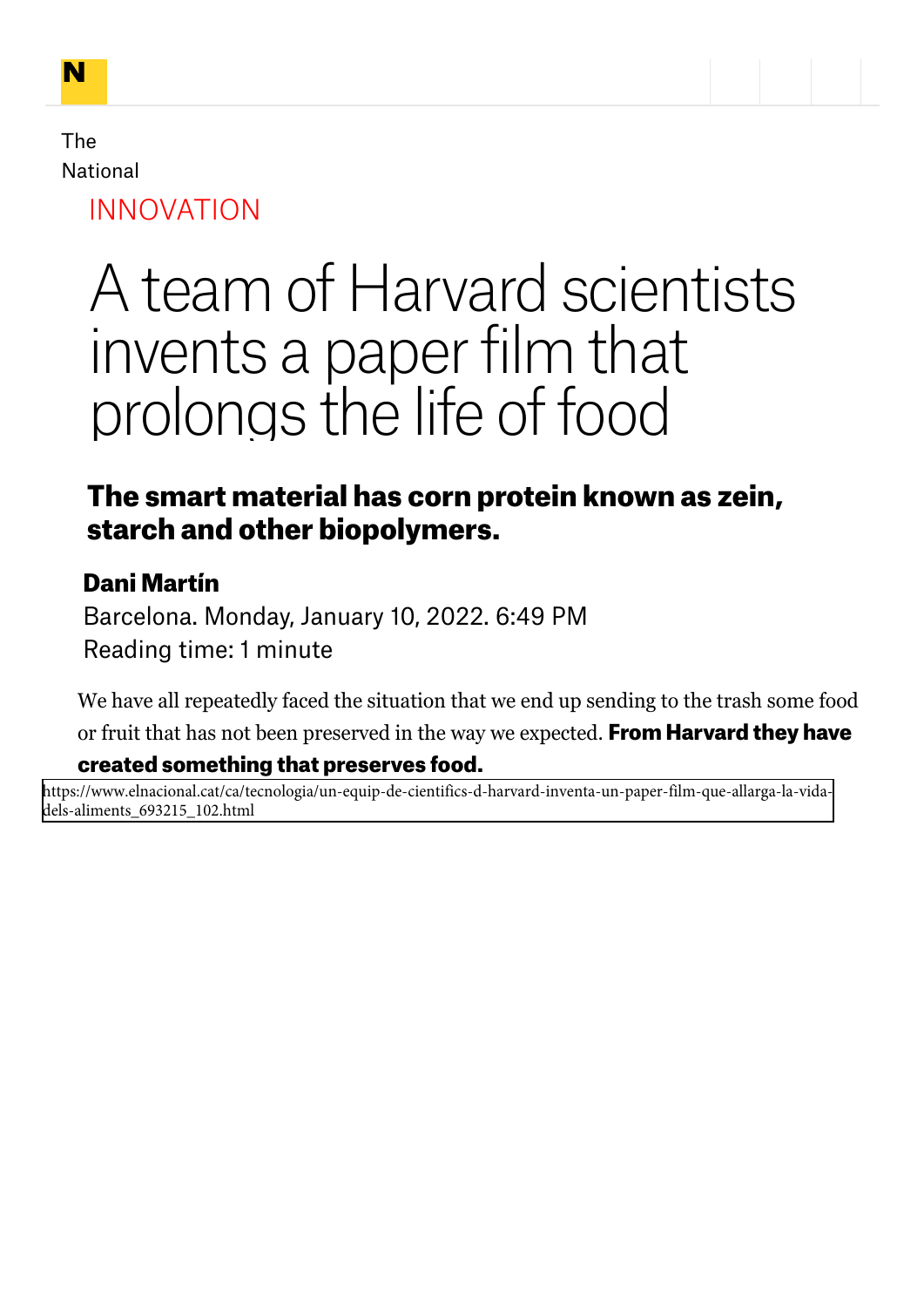The National

INNOVATION

# A team of Harvard scientists invents a paper film that prolongs the life of food

## The smart material has corn protein known as zein, starch and other biopolymers.

**Dani Martín**

Barcelona. Monday, January 10, 2022. 6:49 PM

Reading time: 1 minute

We have all repeatedly faced the situation that we end up sending to the trash some food or fruit that has not been preserved in the way we expected. **From Harvard they have created something that preserves food.**

https://www.elnacional.cat/ca/tecnologia/un-equip-de-cientifics-d-harvard-inventa-un-paper-film-que-allarga-la-vida-dels-aliments_693215_102.html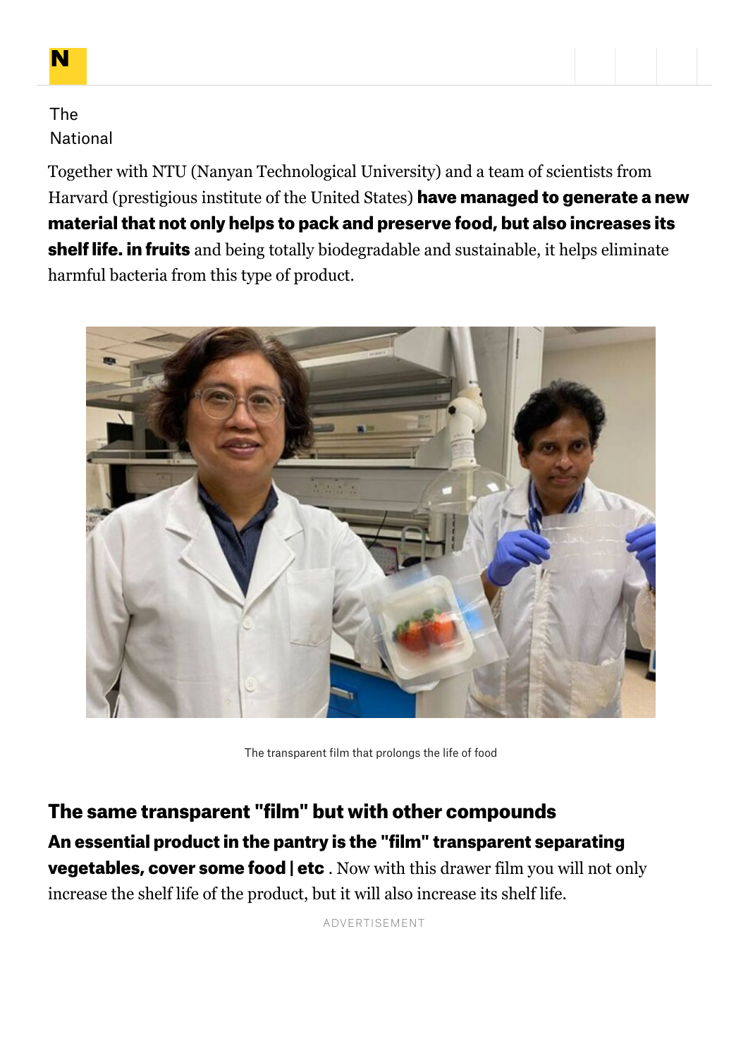Together with NTU (Nanyan Technological University) and a team of scientists from Harvard (prestigious institute of the United States) **have managed to generate a new material that not only helps to pack and preserve food, but also increases its shelf life. in fruits** and being totally biodegradable and sustainable, it helps eliminate harmful bacteria from this type of product.

The transparent film that prolongs the life of food

## The same transparent "film" but with other compounds

**An essential product in the pantry is the "film" transparent separating vegetables, cover some food | etc** . Now with this drawer film you will not only increase the shelf life of the product, but it will also increase its shelf life.

ADVERTISEMENT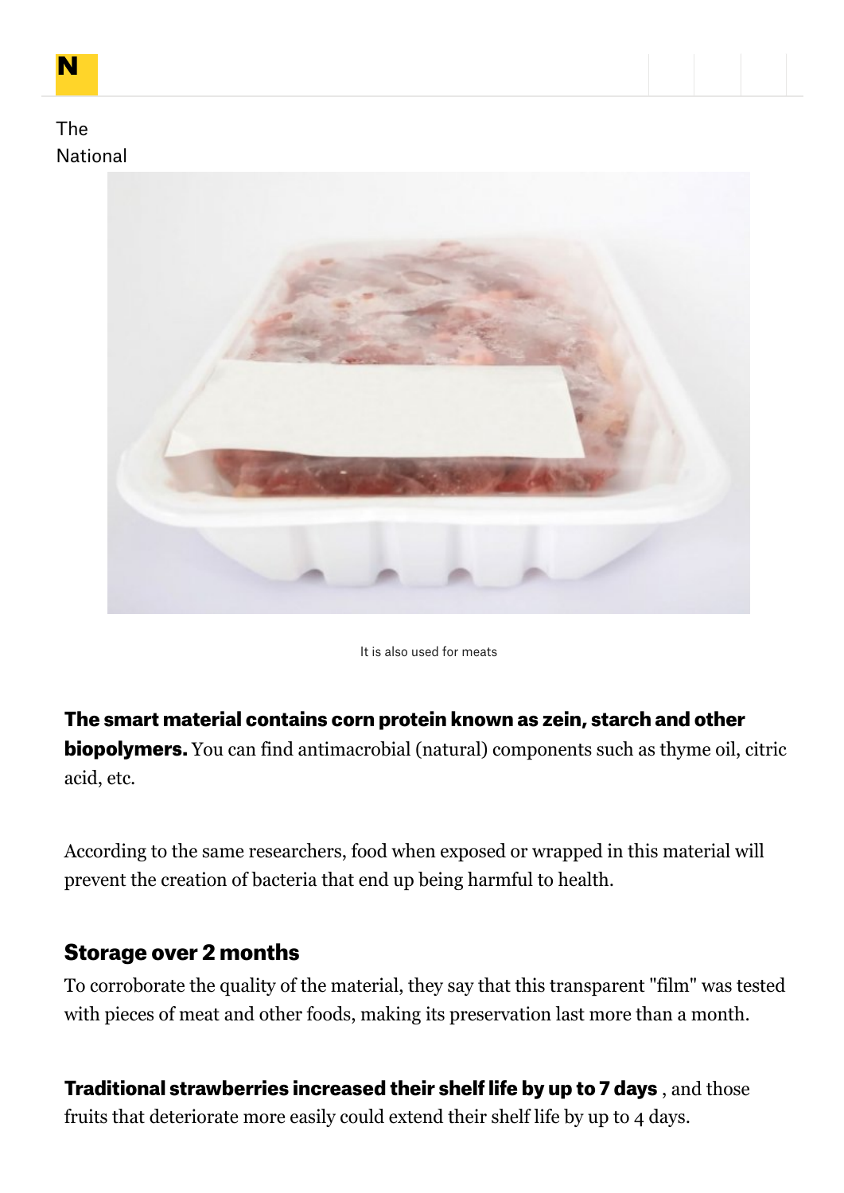It is also used for meats

**The smart material contains corn protein known as zein, starch and other biopolymers.** You can find antimacrobial (natural) components such as thyme oil, citric acid, etc.

According to the same researchers, food when exposed or wrapped in this material will prevent the creation of bacteria that end up being harmful to health.

## Storage over 2 months

To corroborate the quality of the material, they say that this transparent "film" was tested with pieces of meat and other foods, making its preservation last more than a month.

**Traditional strawberries increased their shelf life by up to 7 days** , and those fruits that deteriorate more easily could extend their shelf life by up to 4 days.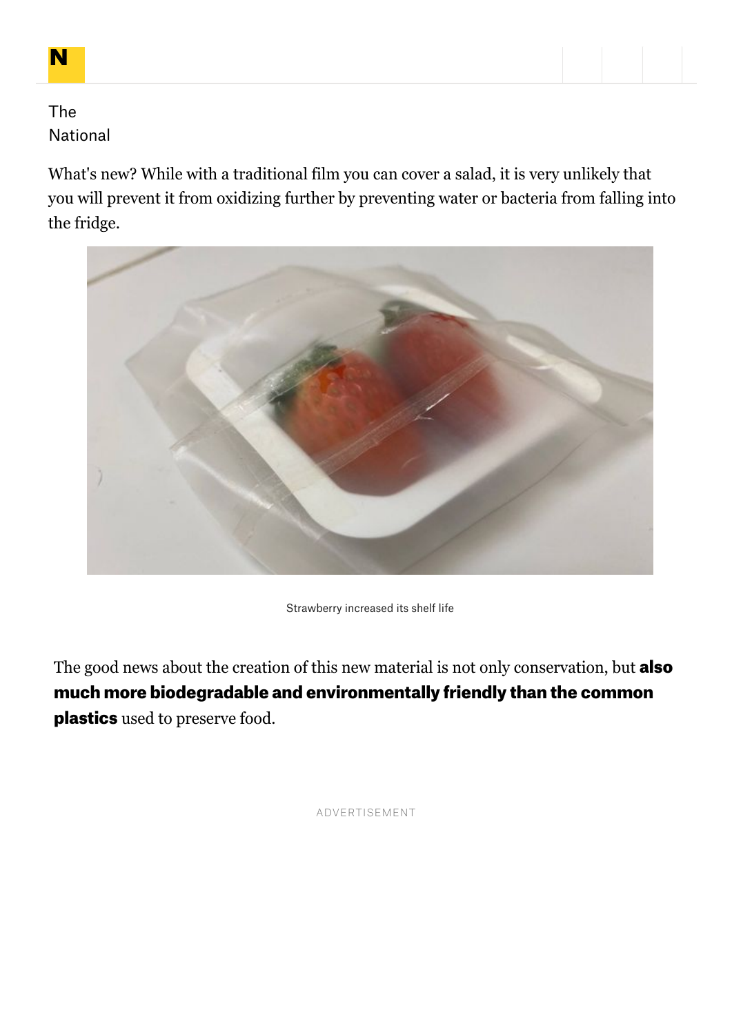What's new? While with a traditional film you can cover a salad, it is very unlikely that you will prevent it from oxidizing further by preventing water or bacteria from falling into the fridge.

Strawberry increased its shelf life

The good news about the creation of this new material is not only conservation, but **also much more biodegradable and environmentally friendly than the common plastics** used to preserve food.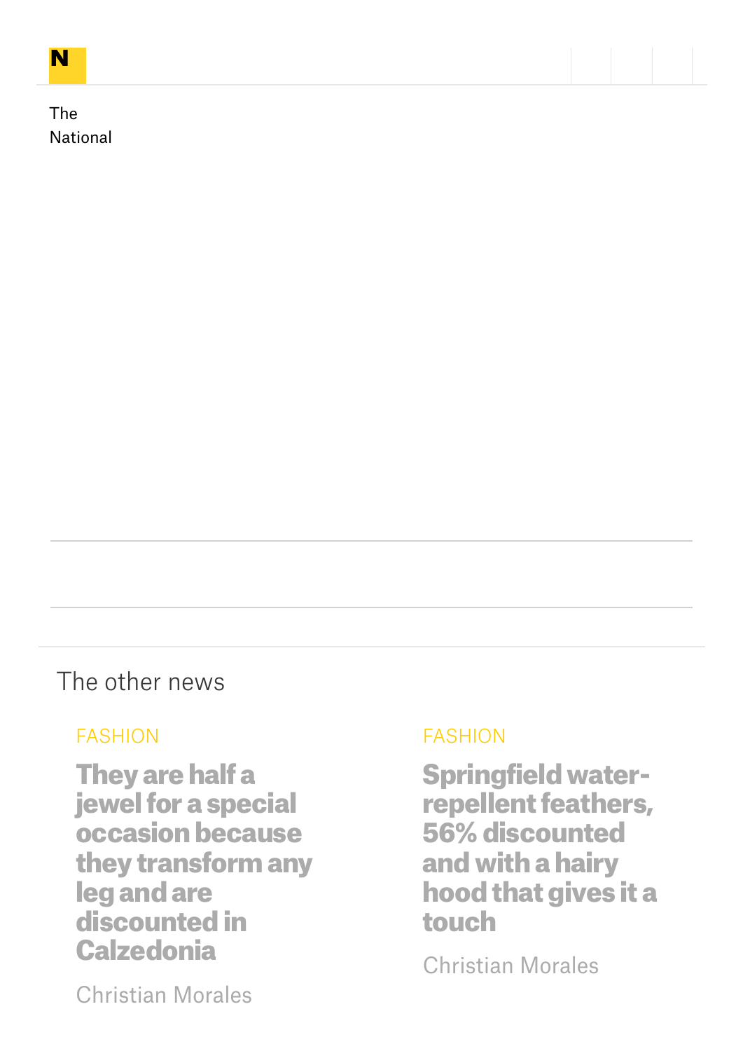The National

## The other news

FASHION

### They are half a jewel for a special occasion because they transform any leg and are discounted in Calzedonia

Christian Morales

FASHION

### Springfield water-repellent feathers, 56% discounted and with a hairy hood that gives it a touch

Christian Morales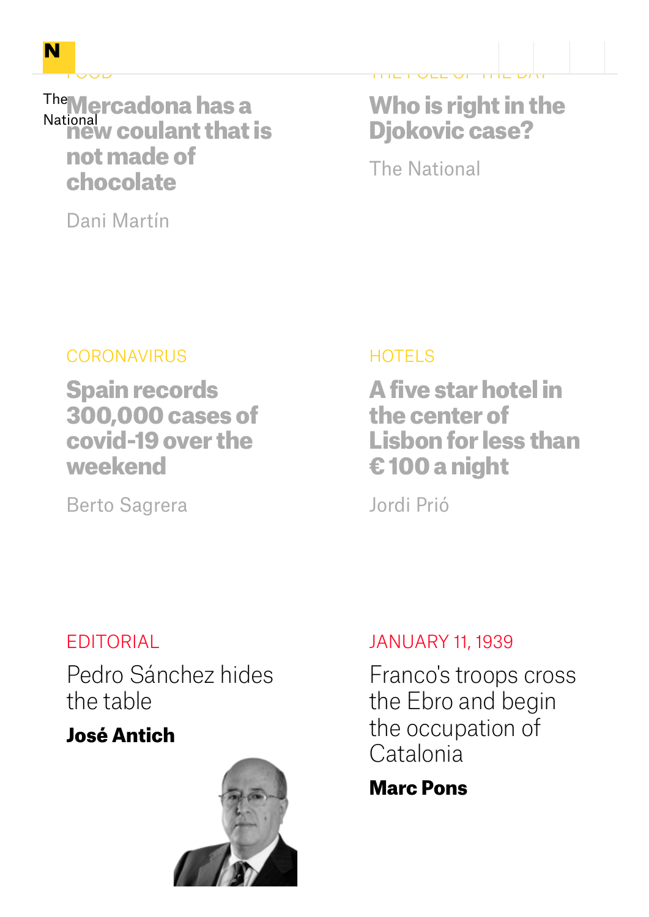FOOD

## Mercadona has a new coulant that is not made of chocolate

Dani Martín

THE POLL OF THE DAY

## Who is right in the Djokovic case?

The National

CORONAVIRUS

## Spain records 300,000 cases of covid-19 over the weekend

Berto Sagrera

HOTELS

## A five star hotel in the center of Lisbon for less than € 100 a night

Jordi Prió

EDITORIAL

Pedro Sánchez hides the table

**José Antich**

JANUARY 11, 1939

Franco's troops cross the Ebro and begin the occupation of Catalonia

**Marc Pons**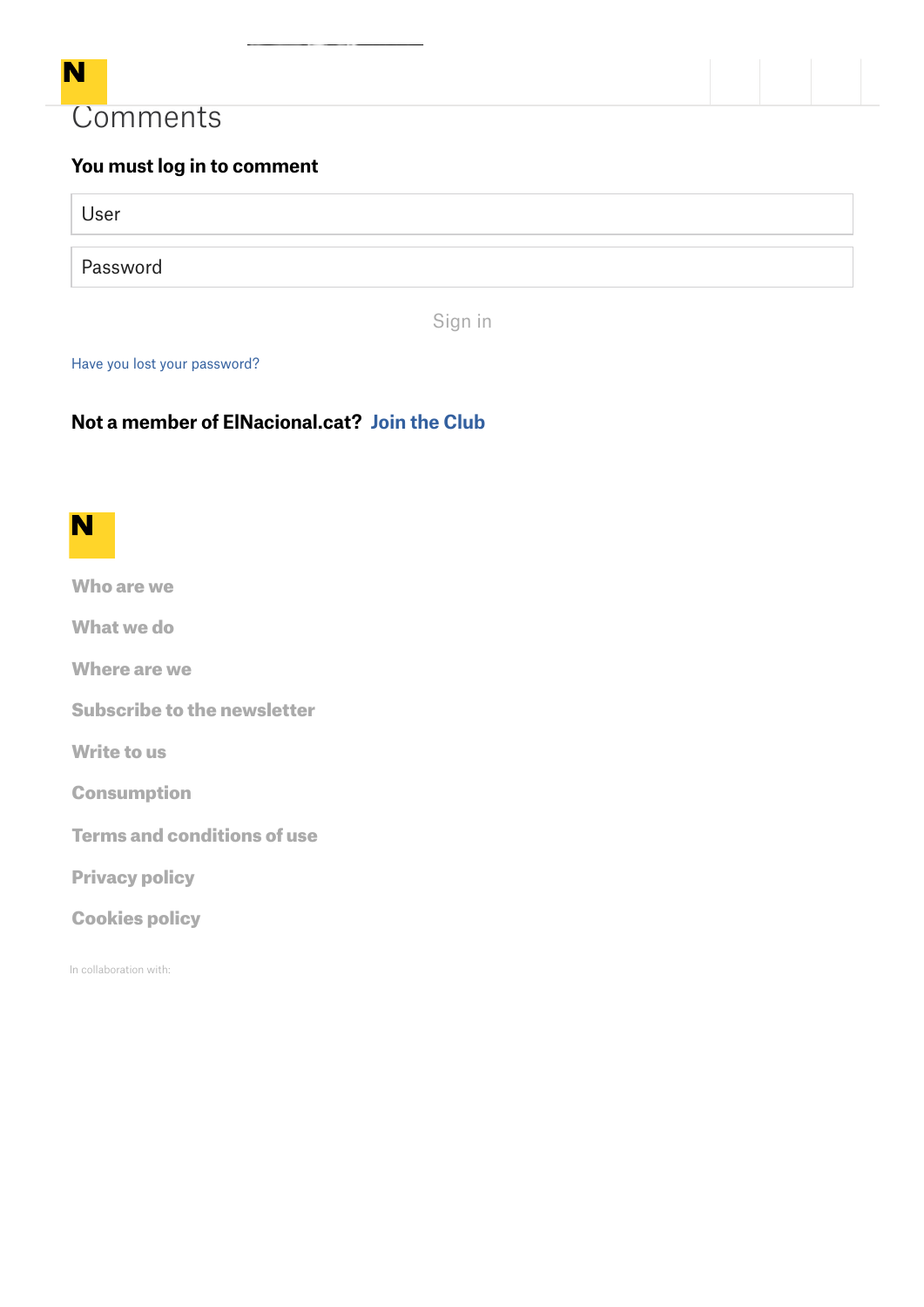# Comments

**You must log in to comment**

User

Password

Sign in

Have you lost your password?

**Not a member of ElNacional.cat?** **Join the Club**

**Who are we**

**What we do**

**Where are we**

**Subscribe to the newsletter**

**Write to us**

**Consumption**

**Terms and conditions of use**

**Privacy policy**

**Cookies policy**

In collaboration with: